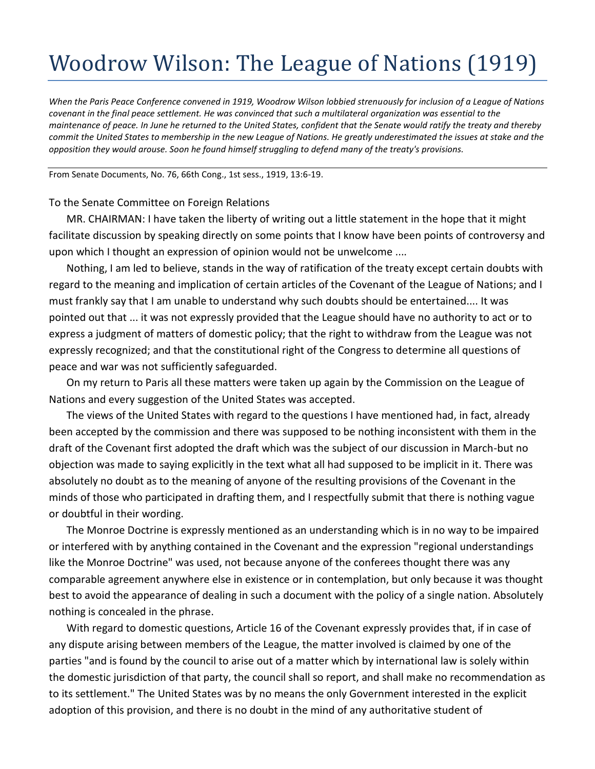# Woodrow Wilson: The League of Nations (1919)

*When the Paris Peace Conference convened in 1919, Woodrow Wilson lobbied strenuously for inclusion of a League of Nations covenant in the final peace settlement. He was convinced that such a multilateral organization was essential to the maintenance of peace. In June he returned to the United States, confident that the Senate would ratify the treaty and thereby commit the United States to membership in the new League of Nations. He greatly underestimated the issues at stake and the opposition they would arouse. Soon he found himself struggling to defend many of the treaty's provisions.*

From Senate Documents, No. 76, 66th Cong., 1st sess., 1919, 13:6-19.

To the Senate Committee on Foreign Relations

MR. CHAIRMAN: I have taken the liberty of writing out a little statement in the hope that it might facilitate discussion by speaking directly on some points that I know have been points of controversy and upon which I thought an expression of opinion would not be unwelcome ....

Nothing, I am led to believe, stands in the way of ratification of the treaty except certain doubts with regard to the meaning and implication of certain articles of the Covenant of the League of Nations; and I must frankly say that I am unable to understand why such doubts should be entertained.... It was pointed out that ... it was not expressly provided that the League should have no authority to act or to express a judgment of matters of domestic policy; that the right to withdraw from the League was not expressly recognized; and that the constitutional right of the Congress to determine all questions of peace and war was not sufficiently safeguarded.

On my return to Paris all these matters were taken up again by the Commission on the League of Nations and every suggestion of the United States was accepted.

The views of the United States with regard to the questions I have mentioned had, in fact, already been accepted by the commission and there was supposed to be nothing inconsistent with them in the draft of the Covenant first adopted the draft which was the subject of our discussion in March-but no objection was made to saying explicitly in the text what all had supposed to be implicit in it. There was absolutely no doubt as to the meaning of anyone of the resulting provisions of the Covenant in the minds of those who participated in drafting them, and I respectfully submit that there is nothing vague or doubtful in their wording.

The Monroe Doctrine is expressly mentioned as an understanding which is in no way to be impaired or interfered with by anything contained in the Covenant and the expression "regional understandings like the Monroe Doctrine" was used, not because anyone of the conferees thought there was any comparable agreement anywhere else in existence or in contemplation, but only because it was thought best to avoid the appearance of dealing in such a document with the policy of a single nation. Absolutely nothing is concealed in the phrase.

With regard to domestic questions, Article 16 of the Covenant expressly provides that, if in case of any dispute arising between members of the League, the matter involved is claimed by one of the parties "and is found by the council to arise out of a matter which by international law is solely within the domestic jurisdiction of that party, the council shall so report, and shall make no recommendation as to its settlement." The United States was by no means the only Government interested in the explicit adoption of this provision, and there is no doubt in the mind of any authoritative student of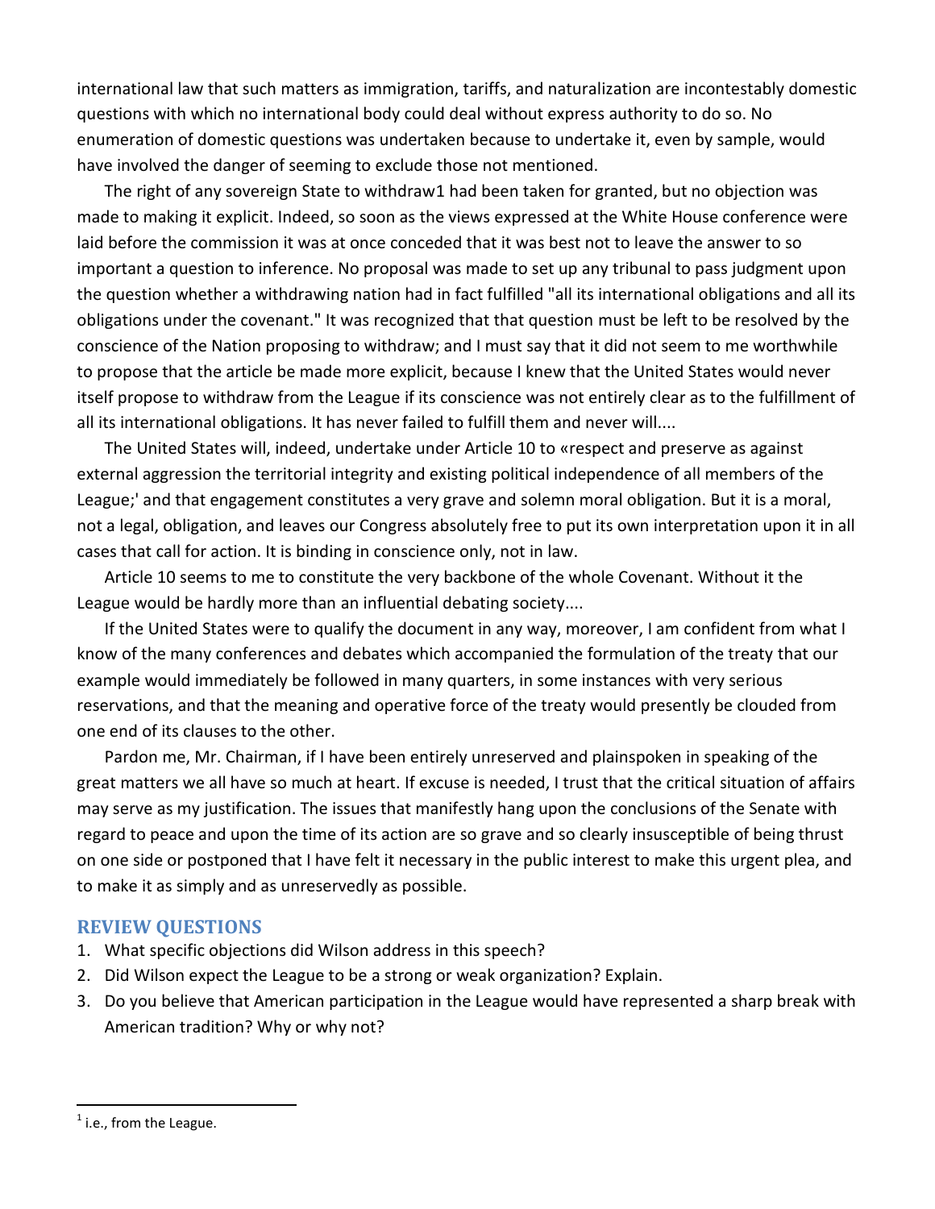international law that such matters as immigration, tariffs, and naturalization are incontestably domestic questions with which no international body could deal without express authority to do so. No enumeration of domestic questions was undertaken because to undertake it, even by sample, would have involved the danger of seeming to exclude those not mentioned.

The right of any sovereign State to withdraw[1] had been taken for granted, but no objection was made to making it explicit. Indeed, so soon as the views expressed at the White House conference were laid before the commission it was at once conceded that it was best not to leave the answer to so important a question to inference. No proposal was made to set up any tribunal to pass judgment upon the question whether a withdrawing nation had in fact fulfilled "all its international obligations and all its obligations under the covenant." It was recognized that that question must be left to be resolved by the conscience of the Nation proposing to withdraw; and I must say that it did not seem to me worthwhile to propose that the article be made more explicit, because I knew that the United States would never itself propose to withdraw from the League if its conscience was not entirely clear as to the fulfillment of all its international obligations. It has never failed to fulfill them and never will....

The United States will, indeed, undertake under Article 10 to «respect and preserve as against external aggression the territorial integrity and existing political independence of all members of the League;' and that engagement constitutes a very grave and solemn moral obligation. But it is a moral, not a legal, obligation, and leaves our Congress absolutely free to put its own interpretation upon it in all cases that call for action. It is binding in conscience only, not in law.

Article 10 seems to me to constitute the very backbone of the whole Covenant. Without it the League would be hardly more than an influential debating society....

If the United States were to qualify the document in any way, moreover, I am confident from what I know of the many conferences and debates which accompanied the formulation of the treaty that our example would immediately be followed in many quarters, in some instances with very serious reservations, and that the meaning and operative force of the treaty would presently be clouded from one end of its clauses to the other.

Pardon me, Mr. Chairman, if I have been entirely unreserved and plainspoken in speaking of the great matters we all have so much at heart. If excuse is needed, I trust that the critical situation of affairs may serve as my justification. The issues that manifestly hang upon the conclusions of the Senate with regard to peace and upon the time of its action are so grave and so clearly insusceptible of being thrust on one side or postponed that I have felt it necessary in the public interest to make this urgent plea, and to make it as simply and as unreservedly as possible.

## REVIEW QUESTIONS

1. What specific objections did Wilson address in this speech?
2. Did Wilson expect the League to be a strong or weak organization? Explain.
3. Do you believe that American participation in the League would have represented a sharp break with American tradition? Why or why not?

[1] i.e., from the League.